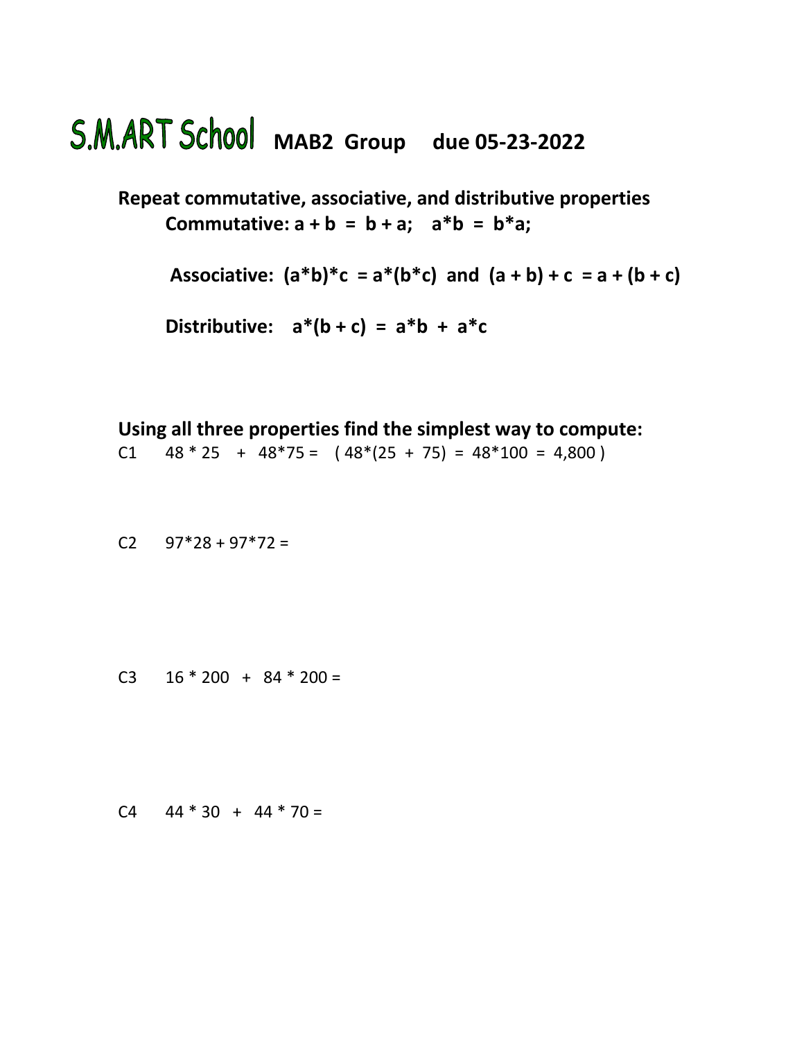# S.M.ART School **MAB2 Group due 05-23-2022**

**Repeat commutative, associative, and distributive properties**

**Commutative:** $a + b = b + a$; $a*b = b*a$;

**Associative:** $(a*b)*c = a*(b*c)$ and $(a + b) + c = a + (b + c)$

**Distributive:** $a*(b + c) = a*b + a*c$

**Using all three properties find the simplest way to compute:**

C1 $48 * 25 + 48*75 =$ ( $48*(25 + 75) = 48*100 = 4{,}800$ )

C2 $97*28 + 97*72 =$

C3 $16 * 200 + 84 * 200 =$

C4 $44 * 30 + 44 * 70 =$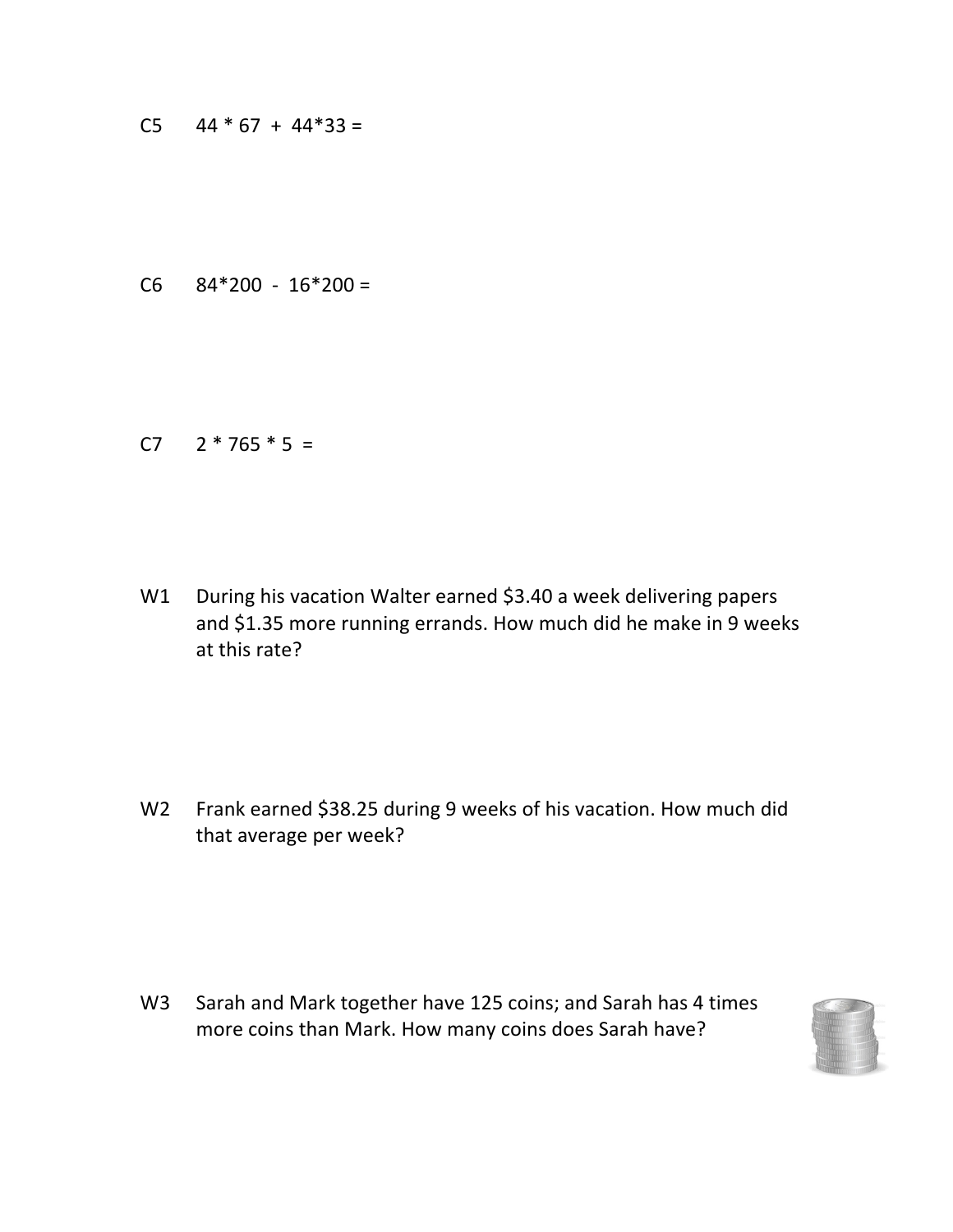C5 44 * 67 + 44*33 =

C6 84*200 - 16*200 =

C7 2 * 765 * 5 =

W1 During his vacation Walter earned $3.40 a week delivering papers and $1.35 more running errands. How much did he make in 9 weeks at this rate?

W2 Frank earned $38.25 during 9 weeks of his vacation. How much did that average per week?

W3 Sarah and Mark together have 125 coins; and Sarah has 4 times more coins than Mark. How many coins does Sarah have?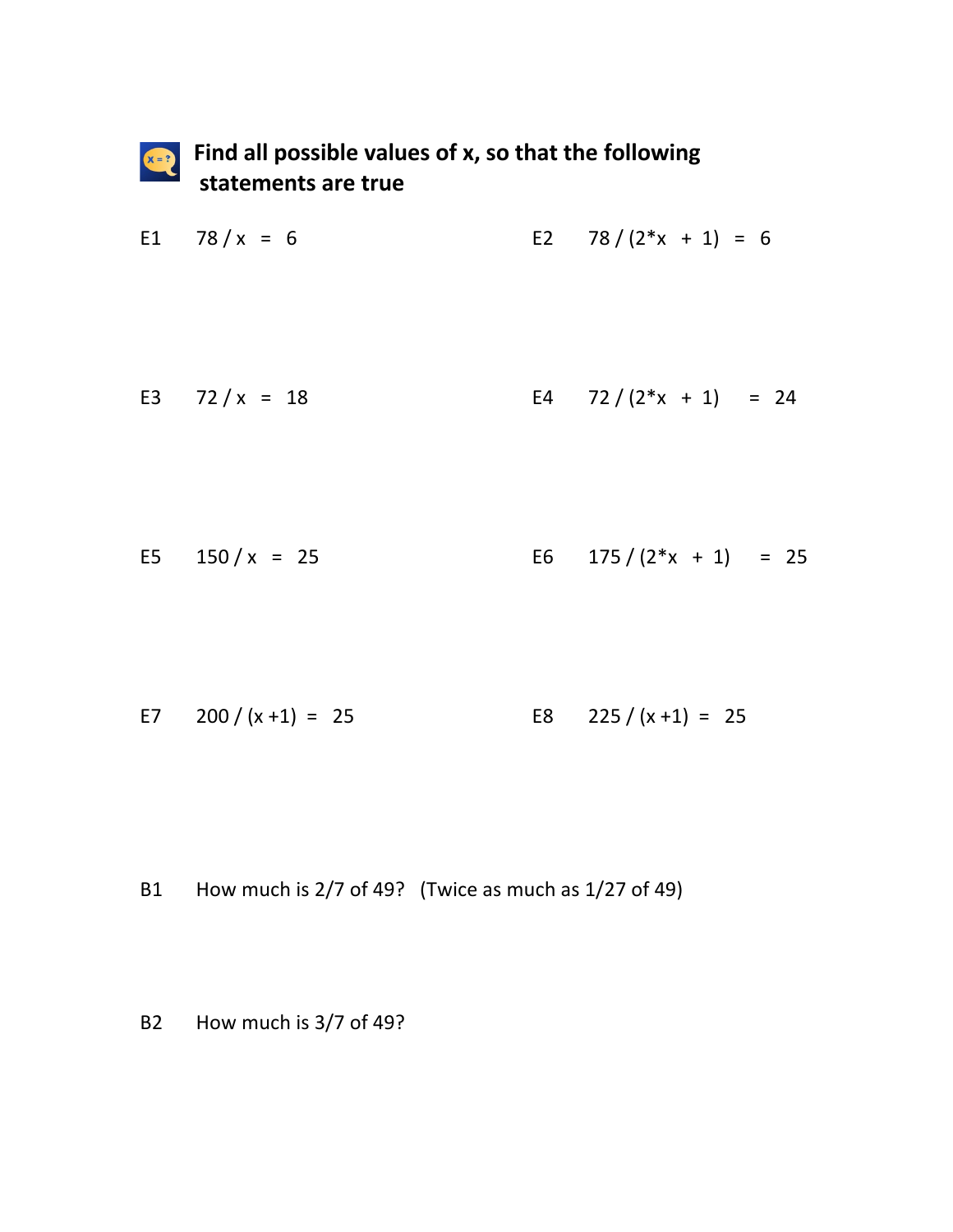## Find all possible values of x, so that the following statements are true

E1 $78 / x = 6$

E2 $78 / (2*x + 1) = 6$

E3 $72 / x = 18$

E4 $72 / (2*x + 1) = 24$

E5 $150 / x = 25$

E6 $175 / (2*x + 1) = 25$

E7 $200 / (x + 1) = 25$

E8 $225 / (x + 1) = 25$

B1 How much is 2/7 of 49? (Twice as much as 1/27 of 49)

B2 How much is 3/7 of 49?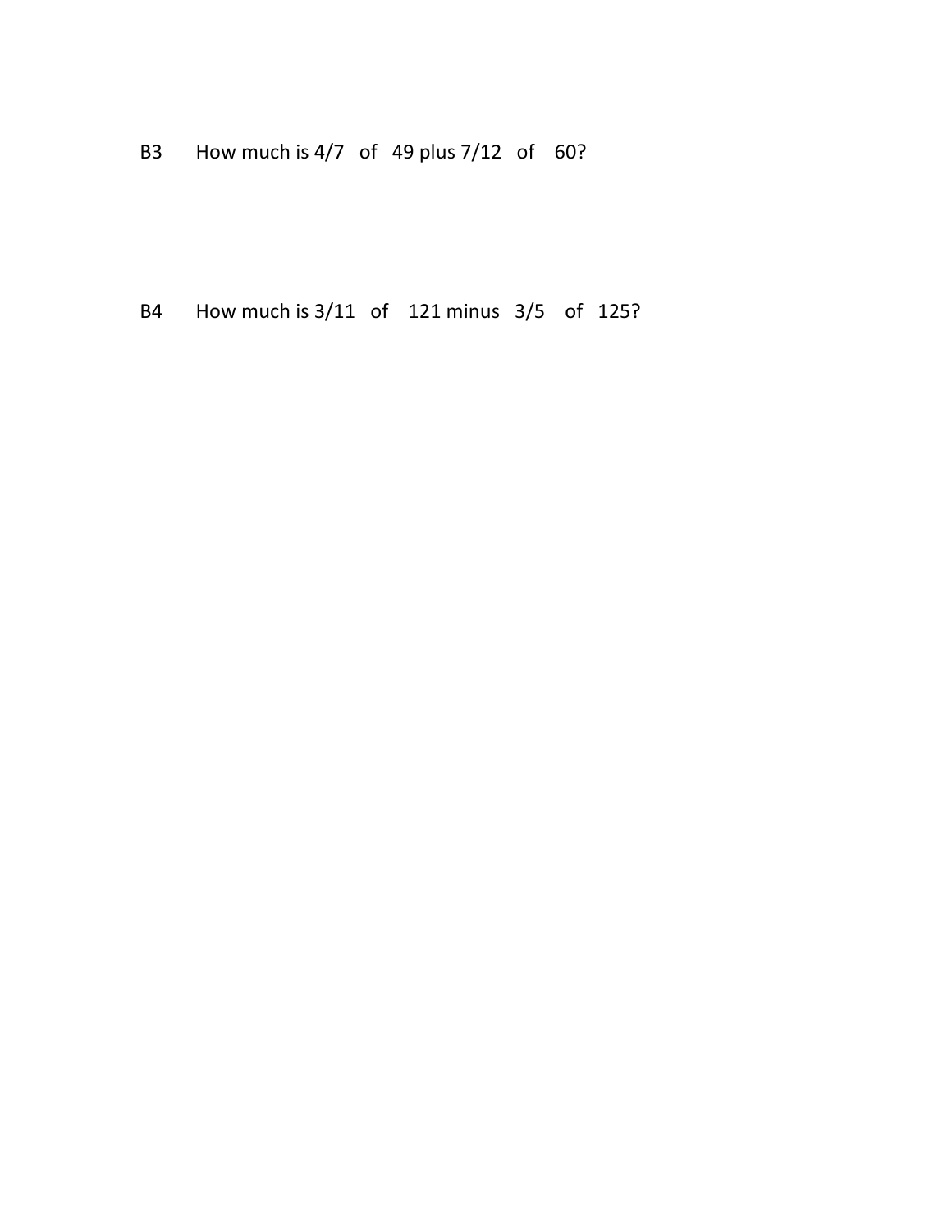B3 How much is $4/7$ of 49 plus $7/12$ of 60?

B4 How much is $3/11$ of 121 minus $3/5$ of 125?